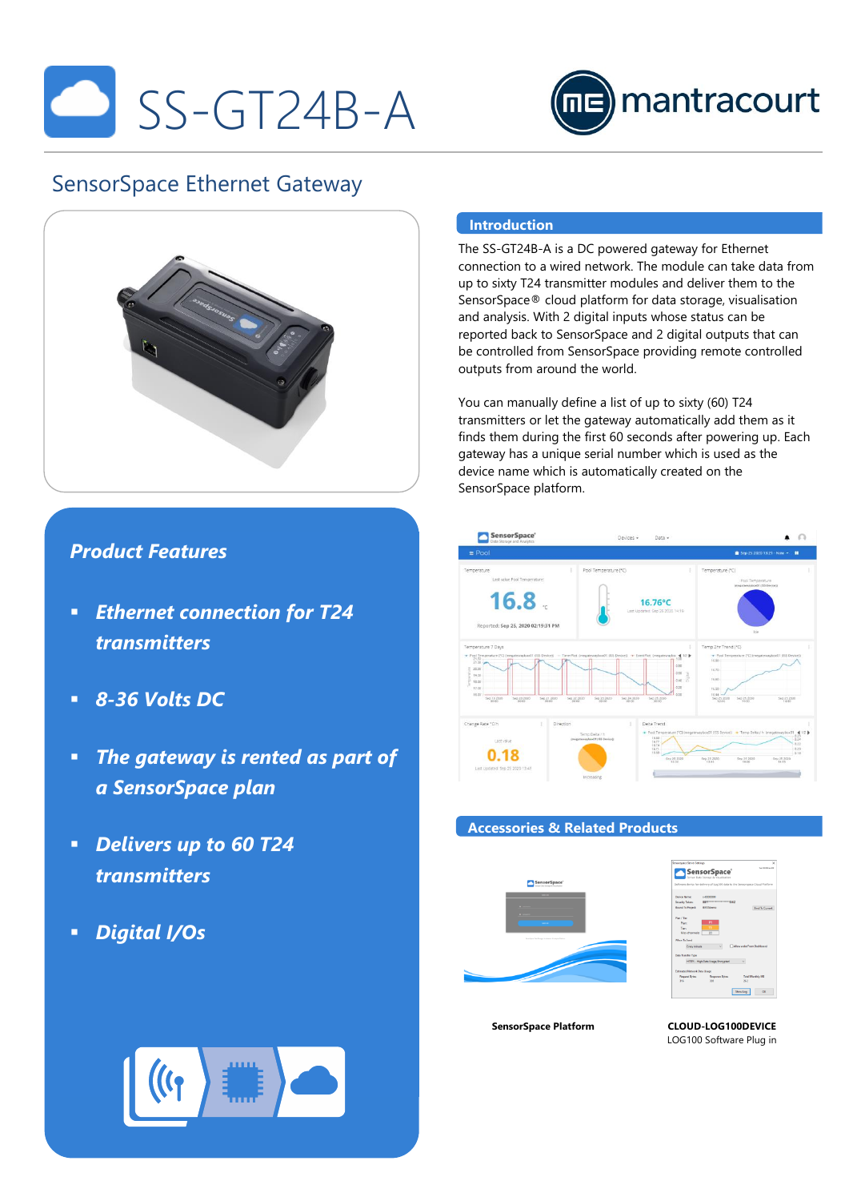# SS-GT24B-A

## SensorSpace Ethernet Gateway

## Introduction

The SS-GT24B-A is a DC powered gateway for Ethernet connection to a wired network. The module can take data from up to sixty T24 transmitter modules and deliver them to the SensorSpace® cloud platform for data storage, visualisation and analysis. With 2 digital inputs whose status can be reported back to SensorSpace and 2 digital outputs that can be controlled from SensorSpace providing remote controlled outputs from around the world.

You can manually define a list of up to sixty (60) T24 transmitters or let the gateway automatically add them as it finds them during the first 60 seconds after powering up. Each gateway has a unique serial number which is used as the device name which is automatically created on the SensorSpace platform.

## *Product Features*

- ***Ethernet connection for T24 transmitters***
- ***8-36 Volts DC***
- ***The gateway is rented as part of a SensorSpace plan***
- ***Delivers up to 60 T24 transmitters***
- ***Digital I/Os***

## Accessories & Related Products

**SensorSpace Platform**

**CLOUD-LOG100DEVICE**
LOG100 Software Plug in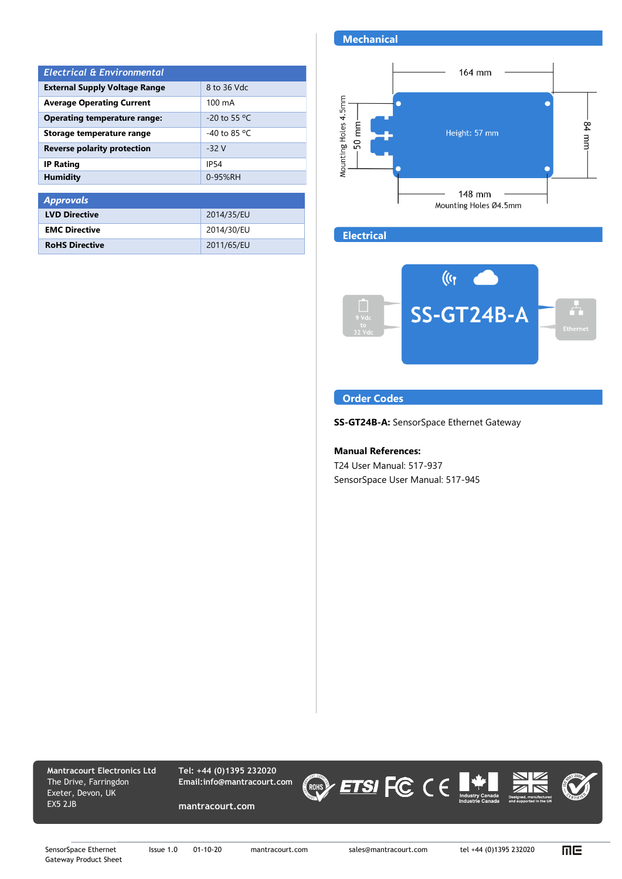| Electrical & Environmental | |
|---|---|
| **External Supply Voltage Range** | 8 to 36 Vdc |
| **Average Operating Current** | 100 mA |
| **Operating temperature range:** | -20 to 55 °C |
| **Storage temperature range** | -40 to 85 °C |
| **Reverse polarity protection** | -32 V |
| **IP Rating** | IP54 |
| **Humidity** | 0-95%RH |

| Approvals | |
|---|---|
| **LVD Directive** | 2014/35/EU |
| **EMC Directive** | 2014/30/EU |
| **RoHS Directive** | 2011/65/EU |

## Mechanical

164 mm

Height: 57 mm

Mounting Holes 4.5mm

50 mm

84 mm

148 mm

Mounting Holes Ø4.5mm

## Electrical

9 Vdc to 32 Vdc

SS-GT24B-A

Ethernet

## Order Codes

**SS-GT24B-A:** SensorSpace Ethernet Gateway

**Manual References:**

T24 User Manual: 517-937

SensorSpace User Manual: 517-945

**Mantracourt Electronics Ltd**
The Drive, Farringdon
Exeter, Devon, UK
EX5 2JB

**Tel: +44 (0)1395 232020**
**Email:info@mantracourt.com**

**mantracourt.com**